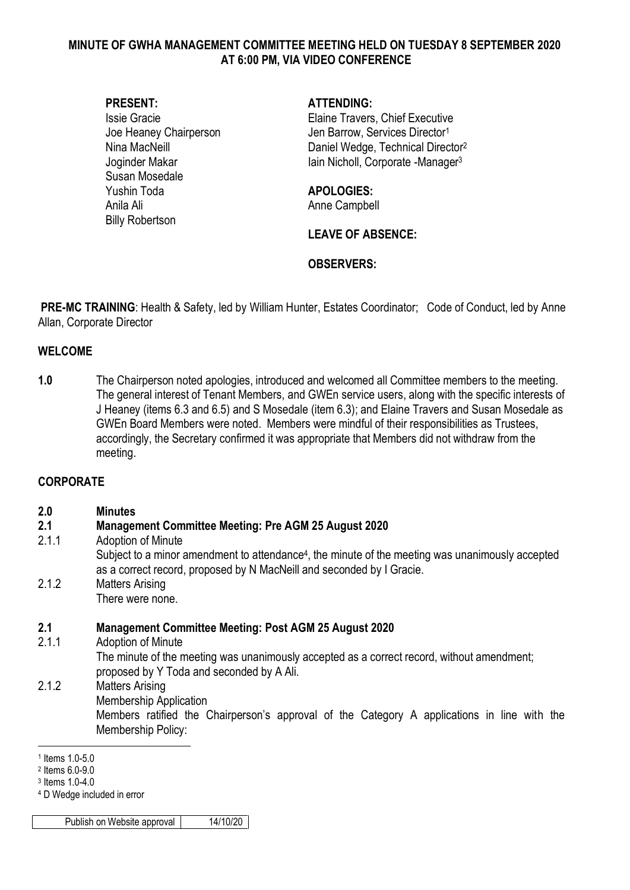# MINUTE OF GWHA MANAGEMENT COMMITTEE MEETING HELD ON TUESDAY 8 SEPTEMBER 2020 AT 6:00 PM, VIA VIDEO CONFERENCE

**PRESENT:**
Issie Gracie
Joe Heaney Chairperson
Nina MacNeill
Joginder Makar
Susan Mosedale
Yushin Toda
Anila Ali
Billy Robertson

**ATTENDING:**
Elaine Travers, Chief Executive
Jen Barrow, Services Director[1]
Daniel Wedge, Technical Director[2]
Iain Nicholl, Corporate -Manager[3]

**APOLOGIES:**
Anne Campbell

**LEAVE OF ABSENCE:**

**OBSERVERS:**

**PRE-MC TRAINING**: Health & Safety, led by William Hunter, Estates Coordinator; Code of Conduct, led by Anne Allan, Corporate Director

## WELCOME

**1.0** The Chairperson noted apologies, introduced and welcomed all Committee members to the meeting. The general interest of Tenant Members, and GWEn service users, along with the specific interests of J Heaney (items 6.3 and 6.5) and S Mosedale (item 6.3); and Elaine Travers and Susan Mosedale as GWEn Board Members were noted. Members were mindful of their responsibilities as Trustees, accordingly, the Secretary confirmed it was appropriate that Members did not withdraw from the meeting.

## CORPORATE

**2.0 Minutes**

**2.1 Management Committee Meeting: Pre AGM 25 August 2020**

2.1.1 Adoption of Minute
Subject to a minor amendment to attendance[4], the minute of the meeting was unanimously accepted as a correct record, proposed by N MacNeill and seconded by I Gracie.

2.1.2 Matters Arising
There were none.

**2.1 Management Committee Meeting: Post AGM 25 August 2020**

2.1.1 Adoption of Minute
The minute of the meeting was unanimously accepted as a correct record, without amendment; proposed by Y Toda and seconded by A Ali.

2.1.2 Matters Arising
Membership Application
Members ratified the Chairperson's approval of the Category A applications in line with the Membership Policy:

---

[1] Items 1.0-5.0
[2] Items 6.0-9.0
[3] Items 1.0-4.0
[4] D Wedge included in error

| Publish on Website approval | 14/10/20 |
|---|---|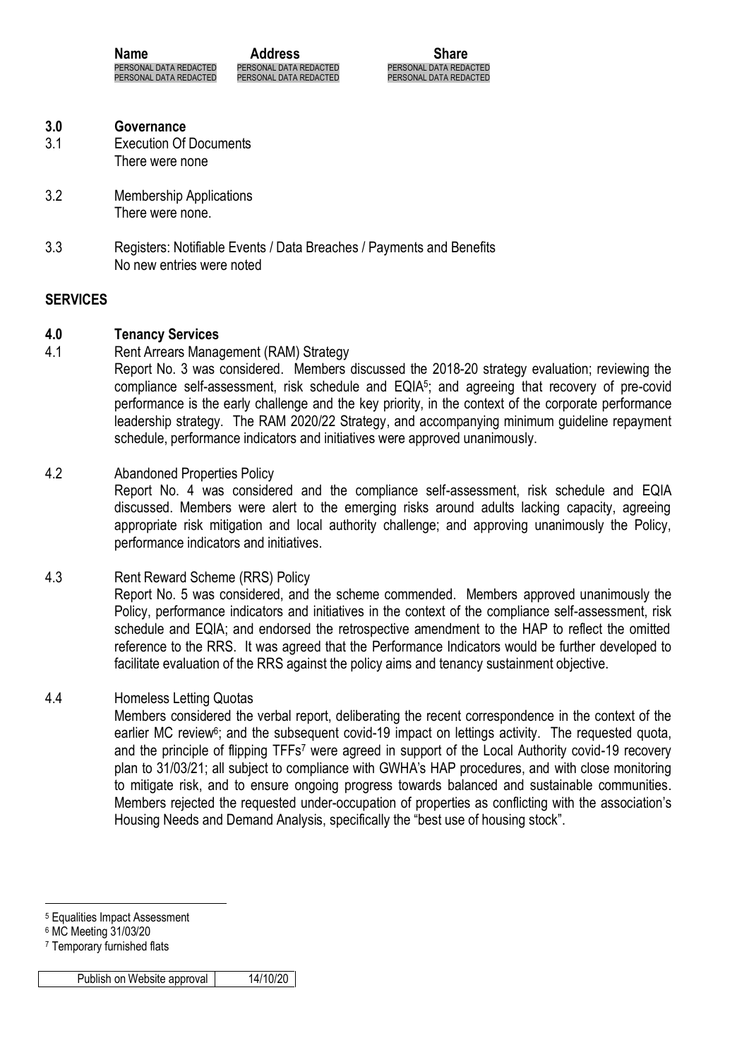| Name | Address | Share |
|---|---|---|
| PERSONAL DATA REDACTED | PERSONAL DATA REDACTED | PERSONAL DATA REDACTED |
| PERSONAL DATA REDACTED | PERSONAL DATA REDACTED | PERSONAL DATA REDACTED |

## 3.0 Governance

3.1 Execution Of Documents
There were none

3.2 Membership Applications
There were none.

3.3 Registers: Notifiable Events / Data Breaches / Payments and Benefits
No new entries were noted

## SERVICES

## 4.0 Tenancy Services

4.1 Rent Arrears Management (RAM) Strategy

Report No. 3 was considered. Members discussed the 2018-20 strategy evaluation; reviewing the compliance self-assessment, risk schedule and EQIA[5]; and agreeing that recovery of pre-covid performance is the early challenge and the key priority, in the context of the corporate performance leadership strategy. The RAM 2020/22 Strategy, and accompanying minimum guideline repayment schedule, performance indicators and initiatives were approved unanimously.

4.2 Abandoned Properties Policy

Report No. 4 was considered and the compliance self-assessment, risk schedule and EQIA discussed. Members were alert to the emerging risks around adults lacking capacity, agreeing appropriate risk mitigation and local authority challenge; and approving unanimously the Policy, performance indicators and initiatives.

4.3 Rent Reward Scheme (RRS) Policy

Report No. 5 was considered, and the scheme commended. Members approved unanimously the Policy, performance indicators and initiatives in the context of the compliance self-assessment, risk schedule and EQIA; and endorsed the retrospective amendment to the HAP to reflect the omitted reference to the RRS. It was agreed that the Performance Indicators would be further developed to facilitate evaluation of the RRS against the policy aims and tenancy sustainment objective.

4.4 Homeless Letting Quotas

Members considered the verbal report, deliberating the recent correspondence in the context of the earlier MC review[6]; and the subsequent covid-19 impact on lettings activity. The requested quota, and the principle of flipping TFFs[7] were agreed in support of the Local Authority covid-19 recovery plan to 31/03/21; all subject to compliance with GWHA's HAP procedures, and with close monitoring to mitigate risk, and to ensure ongoing progress towards balanced and sustainable communities. Members rejected the requested under-occupation of properties as conflicting with the association's Housing Needs and Demand Analysis, specifically the "best use of housing stock".

---

[5] Equalities Impact Assessment

[6] MC Meeting 31/03/20

[7] Temporary furnished flats

| Publish on Website approval | 14/10/20 |
|---|---|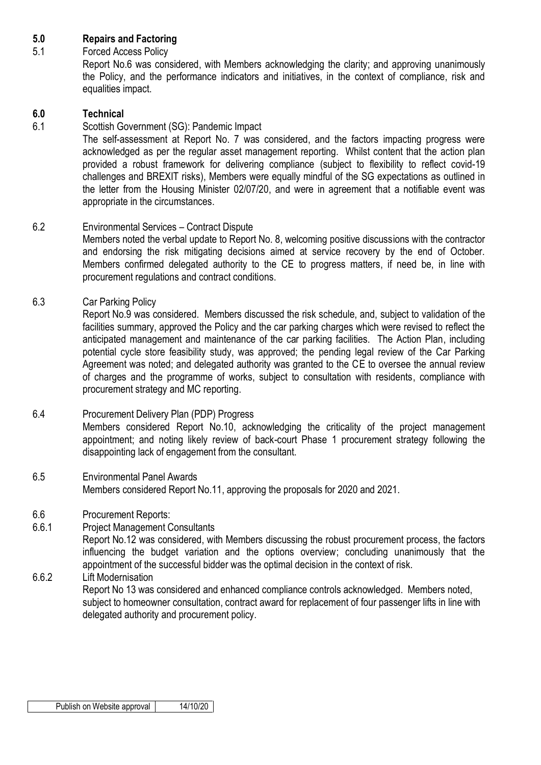## 5.0 Repairs and Factoring

5.1 Forced Access Policy

Report No.6 was considered, with Members acknowledging the clarity; and approving unanimously the Policy, and the performance indicators and initiatives, in the context of compliance, risk and equalities impact.

## 6.0 Technical

6.1 Scottish Government (SG): Pandemic Impact

The self-assessment at Report No. 7 was considered, and the factors impacting progress were acknowledged as per the regular asset management reporting. Whilst content that the action plan provided a robust framework for delivering compliance (subject to flexibility to reflect covid-19 challenges and BREXIT risks), Members were equally mindful of the SG expectations as outlined in the letter from the Housing Minister 02/07/20, and were in agreement that a notifiable event was appropriate in the circumstances.

6.2 Environmental Services – Contract Dispute

Members noted the verbal update to Report No. 8, welcoming positive discussions with the contractor and endorsing the risk mitigating decisions aimed at service recovery by the end of October. Members confirmed delegated authority to the CE to progress matters, if need be, in line with procurement regulations and contract conditions.

6.3 Car Parking Policy

Report No.9 was considered. Members discussed the risk schedule, and, subject to validation of the facilities summary, approved the Policy and the car parking charges which were revised to reflect the anticipated management and maintenance of the car parking facilities. The Action Plan, including potential cycle store feasibility study, was approved; the pending legal review of the Car Parking Agreement was noted; and delegated authority was granted to the CE to oversee the annual review of charges and the programme of works, subject to consultation with residents, compliance with procurement strategy and MC reporting.

6.4 Procurement Delivery Plan (PDP) Progress

Members considered Report No.10, acknowledging the criticality of the project management appointment; and noting likely review of back-court Phase 1 procurement strategy following the disappointing lack of engagement from the consultant.

6.5 Environmental Panel Awards

Members considered Report No.11, approving the proposals for 2020 and 2021.

6.6 Procurement Reports:

6.6.1 Project Management Consultants

Report No.12 was considered, with Members discussing the robust procurement process, the factors influencing the budget variation and the options overview; concluding unanimously that the appointment of the successful bidder was the optimal decision in the context of risk.

6.6.2 Lift Modernisation

Report No 13 was considered and enhanced compliance controls acknowledged. Members noted, subject to homeowner consultation, contract award for replacement of four passenger lifts in line with delegated authority and procurement policy.

| Publish on Website approval | 14/10/20 |
| --- | --- |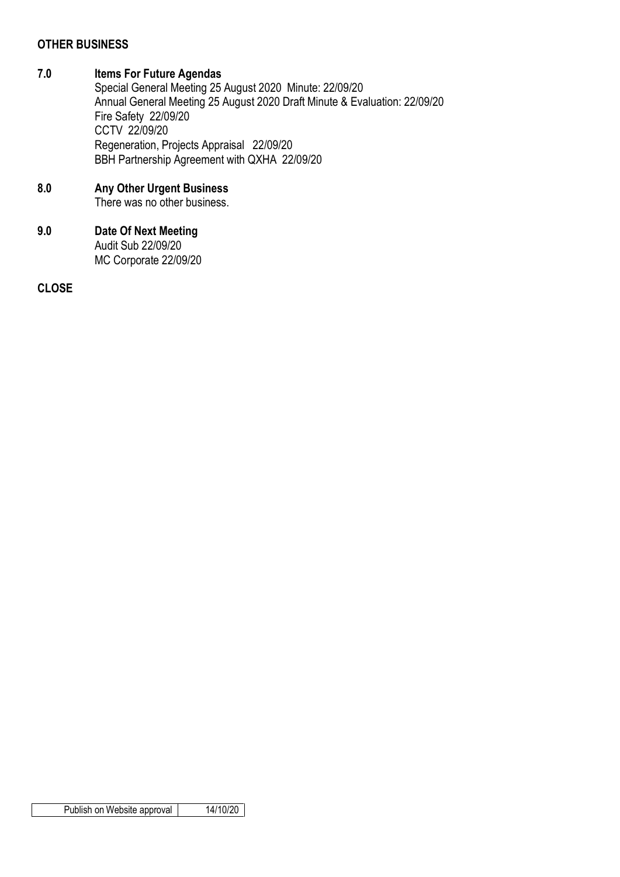**OTHER BUSINESS**

**7.0 Items For Future Agendas**

Special General Meeting 25 August 2020 Minute: 22/09/20
Annual General Meeting 25 August 2020 Draft Minute & Evaluation: 22/09/20
Fire Safety 22/09/20
CCTV 22/09/20
Regeneration, Projects Appraisal 22/09/20
BBH Partnership Agreement with QXHA 22/09/20

**8.0 Any Other Urgent Business**

There was no other business.

**9.0 Date Of Next Meeting**

Audit Sub 22/09/20
MC Corporate 22/09/20

**CLOSE**

| | |
|---|---|
| Publish on Website approval | 14/10/20 |